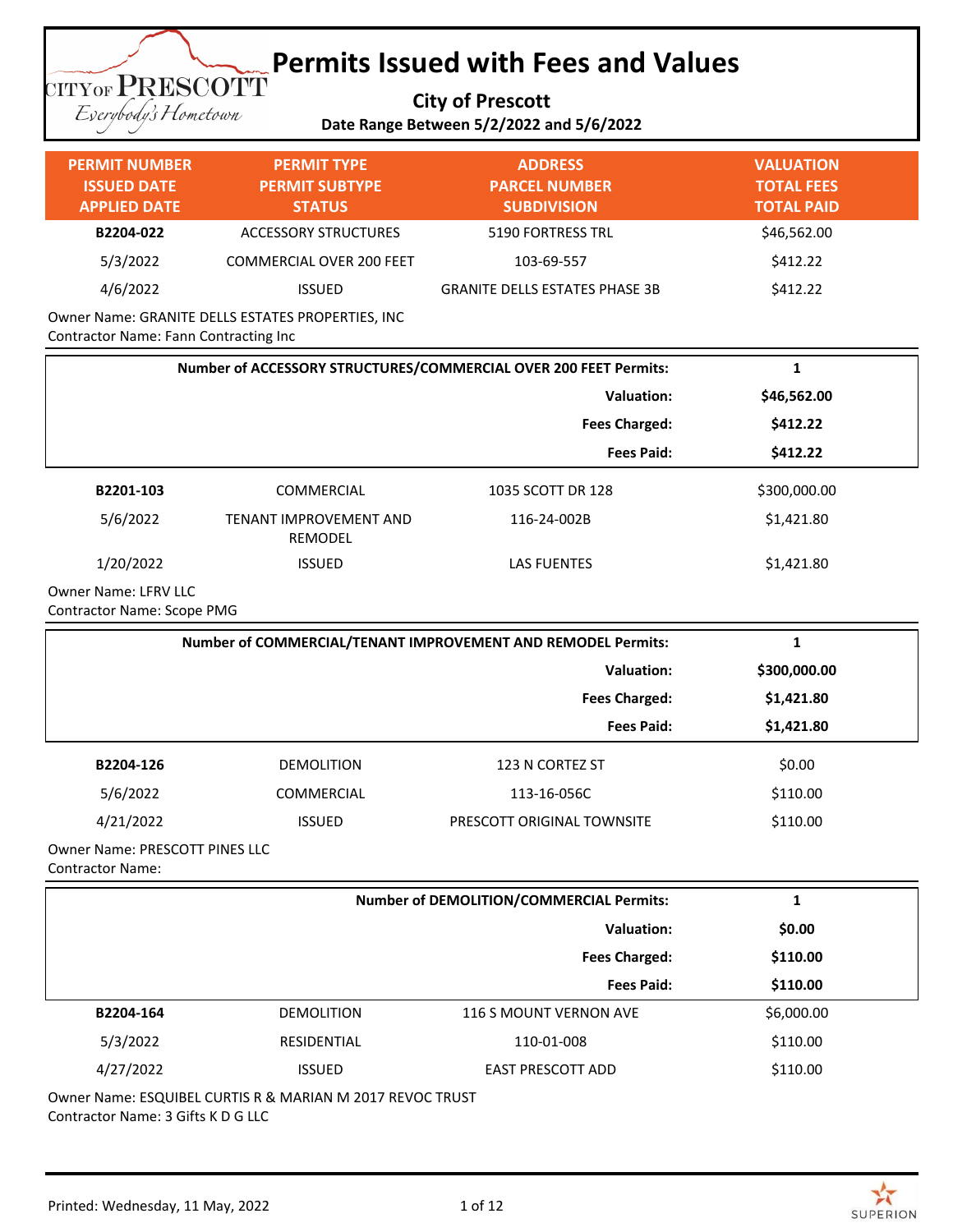# Permits Issued with Fees and Values

**City of Prescott**

**Date Range Between 5/2/2022 and 5/6/2022**

| PERMIT NUMBER<br>ISSUED DATE<br>APPLIED DATE | PERMIT TYPE<br>PERMIT SUBTYPE<br>STATUS | ADDRESS<br>PARCEL NUMBER<br>SUBDIVISION | VALUATION<br>TOTAL FEES<br>TOTAL PAID |
|---|---|---|---|
| **B2204-022** | ACCESSORY STRUCTURES | 5190 FORTRESS TRL | $46,562.00 |
| 5/3/2022 | COMMERCIAL OVER 200 FEET | 103-69-557 | $412.22 |
| 4/6/2022 | ISSUED | GRANITE DELLS ESTATES PHASE 3B | $412.22 |

Owner Name: GRANITE DELLS ESTATES PROPERTIES, INC
Contractor Name: Fann Contracting Inc

| | |
|---|---|
| **Number of ACCESSORY STRUCTURES/COMMERCIAL OVER 200 FEET Permits:** | **1** |
| **Valuation:** | **$46,562.00** |
| **Fees Charged:** | **$412.22** |
| **Fees Paid:** | **$412.22** |

| | | | |
|---|---|---|---|
| **B2201-103** | COMMERCIAL | 1035 SCOTT DR 128 | $300,000.00 |
| 5/6/2022 | TENANT IMPROVEMENT AND REMODEL | 116-24-002B | $1,421.80 |
| 1/20/2022 | ISSUED | LAS FUENTES | $1,421.80 |

Owner Name: LFRV LLC
Contractor Name: Scope PMG

| | |
|---|---|
| **Number of COMMERCIAL/TENANT IMPROVEMENT AND REMODEL Permits:** | **1** |
| **Valuation:** | **$300,000.00** |
| **Fees Charged:** | **$1,421.80** |
| **Fees Paid:** | **$1,421.80** |

| | | | |
|---|---|---|---|
| **B2204-126** | DEMOLITION | 123 N CORTEZ ST | $0.00 |
| 5/6/2022 | COMMERCIAL | 113-16-056C | $110.00 |
| 4/21/2022 | ISSUED | PRESCOTT ORIGINAL TOWNSITE | $110.00 |

Owner Name: PRESCOTT PINES LLC
Contractor Name:

| | |
|---|---|
| **Number of DEMOLITION/COMMERCIAL Permits:** | **1** |
| **Valuation:** | **$0.00** |
| **Fees Charged:** | **$110.00** |
| **Fees Paid:** | **$110.00** |

| | | | |
|---|---|---|---|
| **B2204-164** | DEMOLITION | 116 S MOUNT VERNON AVE | $6,000.00 |
| 5/3/2022 | RESIDENTIAL | 110-01-008 | $110.00 |
| 4/27/2022 | ISSUED | EAST PRESCOTT ADD | $110.00 |

Owner Name: ESQUIBEL CURTIS R & MARIAN M 2017 REVOC TRUST
Contractor Name: 3 Gifts K D G LLC

Printed: Wednesday, 11 May, 2022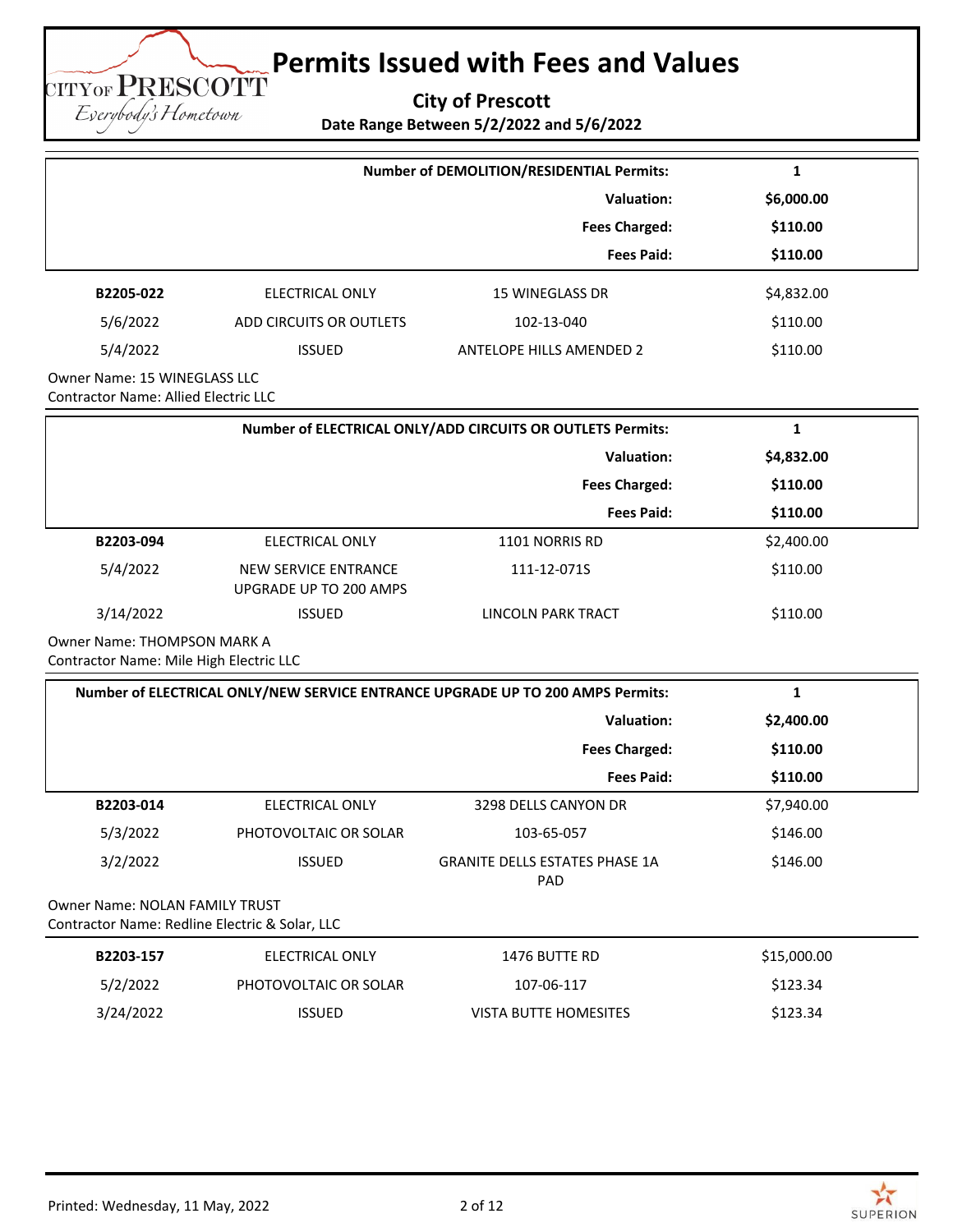# Permits Issued with Fees and Values

**City of Prescott**

**Date Range Between 5/2/2022 and 5/6/2022**

| | |
|---|---|
| **Number of DEMOLITION/RESIDENTIAL Permits:** | **1** |
| **Valuation:** | **$6,000.00** |
| **Fees Charged:** | **$110.00** |
| **Fees Paid:** | **$110.00** |

| | | | |
|---|---|---|---|
| **B2205-022** | ELECTRICAL ONLY | 15 WINEGLASS DR | $4,832.00 |
| 5/6/2022 | ADD CIRCUITS OR OUTLETS | 102-13-040 | $110.00 |
| 5/4/2022 | ISSUED | ANTELOPE HILLS AMENDED 2 | $110.00 |

Owner Name: 15 WINEGLASS LLC
Contractor Name: Allied Electric LLC

| | |
|---|---|
| **Number of ELECTRICAL ONLY/ADD CIRCUITS OR OUTLETS Permits:** | **1** |
| **Valuation:** | **$4,832.00** |
| **Fees Charged:** | **$110.00** |
| **Fees Paid:** | **$110.00** |

| | | | |
|---|---|---|---|
| **B2203-094** | ELECTRICAL ONLY | 1101 NORRIS RD | $2,400.00 |
| 5/4/2022 | NEW SERVICE ENTRANCE UPGRADE UP TO 200 AMPS | 111-12-071S | $110.00 |
| 3/14/2022 | ISSUED | LINCOLN PARK TRACT | $110.00 |

Owner Name: THOMPSON MARK A
Contractor Name: Mile High Electric LLC

| | |
|---|---|
| **Number of ELECTRICAL ONLY/NEW SERVICE ENTRANCE UPGRADE UP TO 200 AMPS Permits:** | **1** |
| **Valuation:** | **$2,400.00** |
| **Fees Charged:** | **$110.00** |
| **Fees Paid:** | **$110.00** |

| | | | |
|---|---|---|---|
| **B2203-014** | ELECTRICAL ONLY | 3298 DELLS CANYON DR | $7,940.00 |
| 5/3/2022 | PHOTOVOLTAIC OR SOLAR | 103-65-057 | $146.00 |
| 3/2/2022 | ISSUED | GRANITE DELLS ESTATES PHASE 1A PAD | $146.00 |

Owner Name: NOLAN FAMILY TRUST
Contractor Name: Redline Electric & Solar, LLC

| | | | |
|---|---|---|---|
| **B2203-157** | ELECTRICAL ONLY | 1476 BUTTE RD | $15,000.00 |
| 5/2/2022 | PHOTOVOLTAIC OR SOLAR | 107-06-117 | $123.34 |
| 3/24/2022 | ISSUED | VISTA BUTTE HOMESITES | $123.34 |

Printed: Wednesday, 11 May, 2022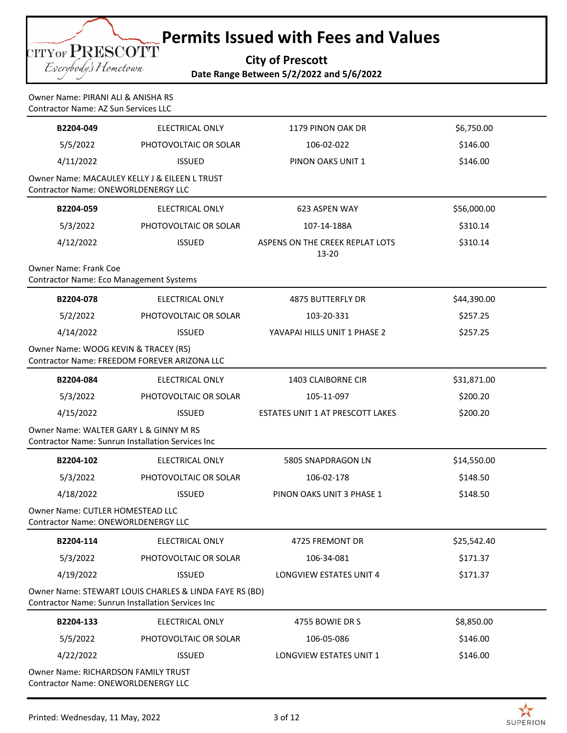# Permits Issued with Fees and Values

**City of Prescott**

**Date Range Between 5/2/2022 and 5/6/2022**

Owner Name: PIRANI ALI & ANISHA RS
Contractor Name: AZ Sun Services LLC

| **B2204-049** | ELECTRICAL ONLY | 1179 PINON OAK DR | $6,750.00 |
|---|---|---|---|
| 5/5/2022 | PHOTOVOLTAIC OR SOLAR | 106-02-022 | $146.00 |
| 4/11/2022 | ISSUED | PINON OAKS UNIT 1 | $146.00 |

Owner Name: MACAULEY KELLY J & EILEEN L TRUST
Contractor Name: ONEWORLDENERGY LLC

| **B2204-059** | ELECTRICAL ONLY | 623 ASPEN WAY | $56,000.00 |
|---|---|---|---|
| 5/3/2022 | PHOTOVOLTAIC OR SOLAR | 107-14-188A | $310.14 |
| 4/12/2022 | ISSUED | ASPENS ON THE CREEK REPLAT LOTS 13-20 | $310.14 |

Owner Name: Frank Coe
Contractor Name: Eco Management Systems

| **B2204-078** | ELECTRICAL ONLY | 4875 BUTTERFLY DR | $44,390.00 |
|---|---|---|---|
| 5/2/2022 | PHOTOVOLTAIC OR SOLAR | 103-20-331 | $257.25 |
| 4/14/2022 | ISSUED | YAVAPAI HILLS UNIT 1 PHASE 2 | $257.25 |

Owner Name: WOOG KEVIN & TRACEY (RS)
Contractor Name: FREEDOM FOREVER ARIZONA LLC

| **B2204-084** | ELECTRICAL ONLY | 1403 CLAIBORNE CIR | $31,871.00 |
|---|---|---|---|
| 5/3/2022 | PHOTOVOLTAIC OR SOLAR | 105-11-097 | $200.20 |
| 4/15/2022 | ISSUED | ESTATES UNIT 1 AT PRESCOTT LAKES | $200.20 |

Owner Name: WALTER GARY L & GINNY M RS
Contractor Name: Sunrun Installation Services Inc

| **B2204-102** | ELECTRICAL ONLY | 5805 SNAPDRAGON LN | $14,550.00 |
|---|---|---|---|
| 5/3/2022 | PHOTOVOLTAIC OR SOLAR | 106-02-178 | $148.50 |
| 4/18/2022 | ISSUED | PINON OAKS UNIT 3 PHASE 1 | $148.50 |

Owner Name: CUTLER HOMESTEAD LLC
Contractor Name: ONEWORLDENERGY LLC

| **B2204-114** | ELECTRICAL ONLY | 4725 FREMONT DR | $25,542.40 |
|---|---|---|---|
| 5/3/2022 | PHOTOVOLTAIC OR SOLAR | 106-34-081 | $171.37 |
| 4/19/2022 | ISSUED | LONGVIEW ESTATES UNIT 4 | $171.37 |

Owner Name: STEWART LOUIS CHARLES & LINDA FAYE RS (BD)
Contractor Name: Sunrun Installation Services Inc

| **B2204-133** | ELECTRICAL ONLY | 4755 BOWIE DR S | $8,850.00 |
|---|---|---|---|
| 5/5/2022 | PHOTOVOLTAIC OR SOLAR | 106-05-086 | $146.00 |
| 4/22/2022 | ISSUED | LONGVIEW ESTATES UNIT 1 | $146.00 |

Owner Name: RICHARDSON FAMILY TRUST
Contractor Name: ONEWORLDENERGY LLC

Printed: Wednesday, 11 May, 2022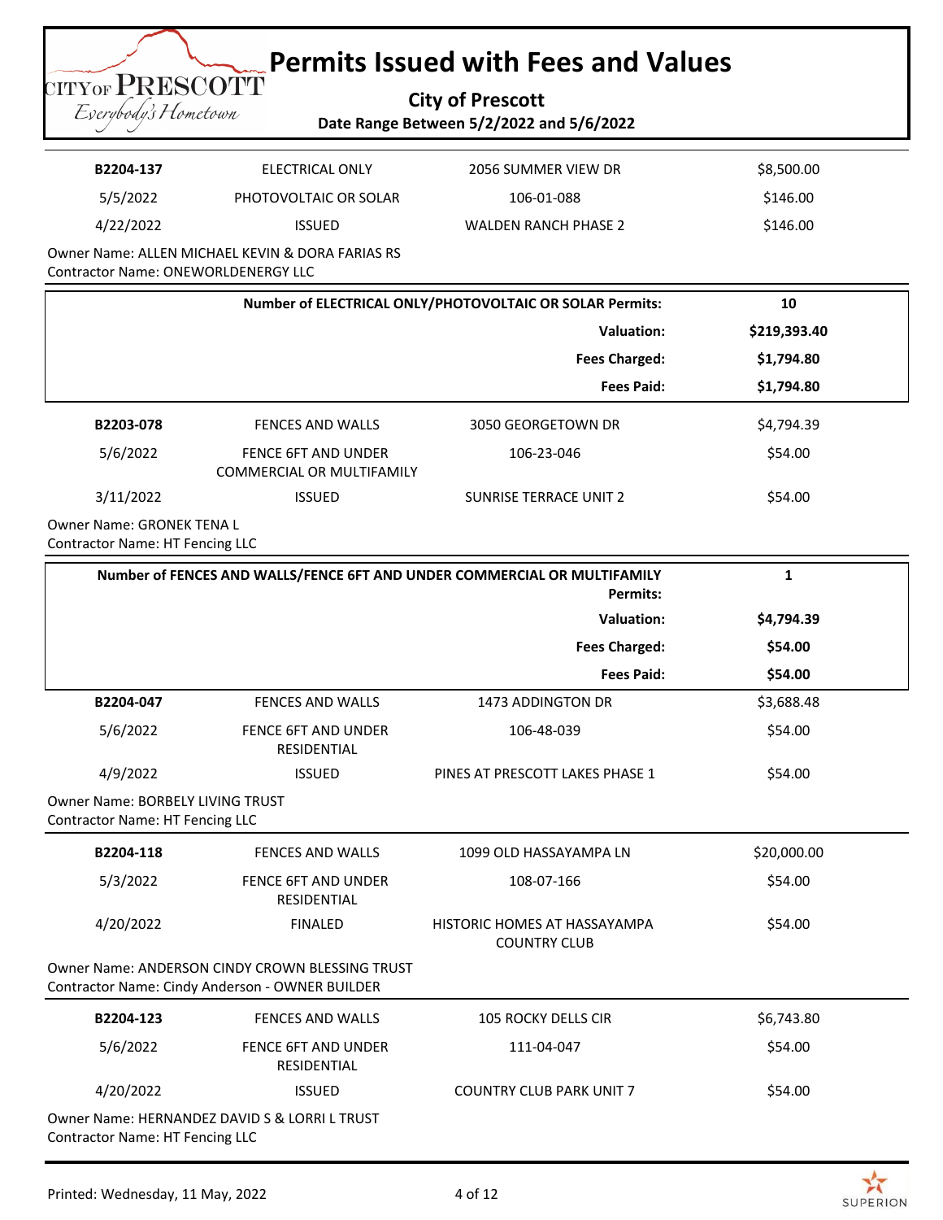# Permits Issued with Fees and Values

**City of Prescott**

**Date Range Between 5/2/2022 and 5/6/2022**

| | | | |
|---|---|---|---|
| **B2204-137** | ELECTRICAL ONLY | 2056 SUMMER VIEW DR | $8,500.00 |
| 5/5/2022 | PHOTOVOLTAIC OR SOLAR | 106-01-088 | $146.00 |
| 4/22/2022 | ISSUED | WALDEN RANCH PHASE 2 | $146.00 |

Owner Name: ALLEN MICHAEL KEVIN & DORA FARIAS RS
Contractor Name: ONEWORLDENERGY LLC

| | |
|---|---|
| **Number of ELECTRICAL ONLY/PHOTOVOLTAIC OR SOLAR Permits:** | **10** |
| **Valuation:** | **$219,393.40** |
| **Fees Charged:** | **$1,794.80** |
| **Fees Paid:** | **$1,794.80** |

| | | | |
|---|---|---|---|
| **B2203-078** | FENCES AND WALLS | 3050 GEORGETOWN DR | $4,794.39 |
| 5/6/2022 | FENCE 6FT AND UNDER COMMERCIAL OR MULTIFAMILY | 106-23-046 | $54.00 |
| 3/11/2022 | ISSUED | SUNRISE TERRACE UNIT 2 | $54.00 |

Owner Name: GRONEK TENA L
Contractor Name: HT Fencing LLC

| | |
|---|---|
| **Number of FENCES AND WALLS/FENCE 6FT AND UNDER COMMERCIAL OR MULTIFAMILY Permits:** | **1** |
| **Valuation:** | **$4,794.39** |
| **Fees Charged:** | **$54.00** |
| **Fees Paid:** | **$54.00** |

| | | | |
|---|---|---|---|
| **B2204-047** | FENCES AND WALLS | 1473 ADDINGTON DR | $3,688.48 |
| 5/6/2022 | FENCE 6FT AND UNDER RESIDENTIAL | 106-48-039 | $54.00 |
| 4/9/2022 | ISSUED | PINES AT PRESCOTT LAKES PHASE 1 | $54.00 |

Owner Name: BORBELY LIVING TRUST
Contractor Name: HT Fencing LLC

| | | | |
|---|---|---|---|
| **B2204-118** | FENCES AND WALLS | 1099 OLD HASSAYAMPA LN | $20,000.00 |
| 5/3/2022 | FENCE 6FT AND UNDER RESIDENTIAL | 108-07-166 | $54.00 |
| 4/20/2022 | FINALED | HISTORIC HOMES AT HASSAYAMPA COUNTRY CLUB | $54.00 |

Owner Name: ANDERSON CINDY CROWN BLESSING TRUST
Contractor Name: Cindy Anderson - OWNER BUILDER

| | | | |
|---|---|---|---|
| **B2204-123** | FENCES AND WALLS | 105 ROCKY DELLS CIR | $6,743.80 |
| 5/6/2022 | FENCE 6FT AND UNDER RESIDENTIAL | 111-04-047 | $54.00 |
| 4/20/2022 | ISSUED | COUNTRY CLUB PARK UNIT 7 | $54.00 |

Owner Name: HERNANDEZ DAVID S & LORRI L TRUST
Contractor Name: HT Fencing LLC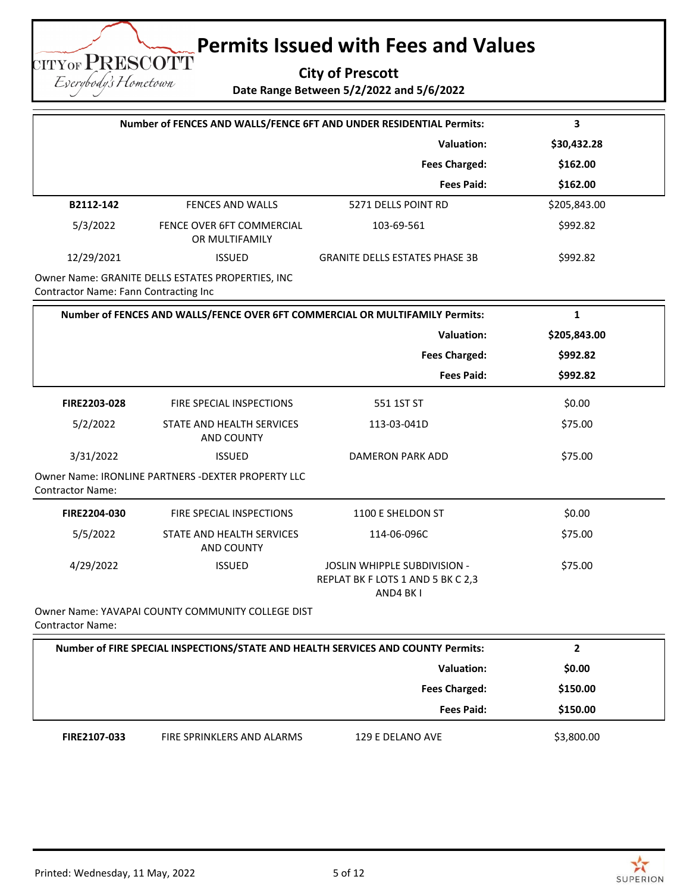# Permits Issued with Fees and Values

**City of Prescott**

**Date Range Between 5/2/2022 and 5/6/2022**

| | | **Number of FENCES AND WALLS/FENCE 6FT AND UNDER RESIDENTIAL Permits:** | **3** |
|---|---|---|---|
| | | **Valuation:** | **$30,432.28** |
| | | **Fees Charged:** | **$162.00** |
| | | **Fees Paid:** | **$162.00** |

| | | | |
|---|---|---|---|
| **B2112-142** | FENCES AND WALLS | 5271 DELLS POINT RD | $205,843.00 |
| 5/3/2022 | FENCE OVER 6FT COMMERCIAL OR MULTIFAMILY | 103-69-561 | $992.82 |
| 12/29/2021 | ISSUED | GRANITE DELLS ESTATES PHASE 3B | $992.82 |

Owner Name: GRANITE DELLS ESTATES PROPERTIES, INC
Contractor Name: Fann Contracting Inc

| | | **Number of FENCES AND WALLS/FENCE OVER 6FT COMMERCIAL OR MULTIFAMILY Permits:** | **1** |
|---|---|---|---|
| | | **Valuation:** | **$205,843.00** |
| | | **Fees Charged:** | **$992.82** |
| | | **Fees Paid:** | **$992.82** |

| | | | |
|---|---|---|---|
| **FIRE2203-028** | FIRE SPECIAL INSPECTIONS | 551 1ST ST | $0.00 |
| 5/2/2022 | STATE AND HEALTH SERVICES AND COUNTY | 113-03-041D | $75.00 |
| 3/31/2022 | ISSUED | DAMERON PARK ADD | $75.00 |

Owner Name: IRONLINE PARTNERS -DEXTER PROPERTY LLC
Contractor Name:

| | | | |
|---|---|---|---|
| **FIRE2204-030** | FIRE SPECIAL INSPECTIONS | 1100 E SHELDON ST | $0.00 |
| 5/5/2022 | STATE AND HEALTH SERVICES AND COUNTY | 114-06-096C | $75.00 |
| 4/29/2022 | ISSUED | JOSLIN WHIPPLE SUBDIVISION - REPLAT BK F LOTS 1 AND 5 BK C 2,3 AND4 BK I | $75.00 |

Owner Name: YAVAPAI COUNTY COMMUNITY COLLEGE DIST
Contractor Name:

| | | **Number of FIRE SPECIAL INSPECTIONS/STATE AND HEALTH SERVICES AND COUNTY Permits:** | **2** |
|---|---|---|---|
| | | **Valuation:** | **$0.00** |
| | | **Fees Charged:** | **$150.00** |
| | | **Fees Paid:** | **$150.00** |

| | | | |
|---|---|---|---|
| **FIRE2107-033** | FIRE SPRINKLERS AND ALARMS | 129 E DELANO AVE | $3,800.00 |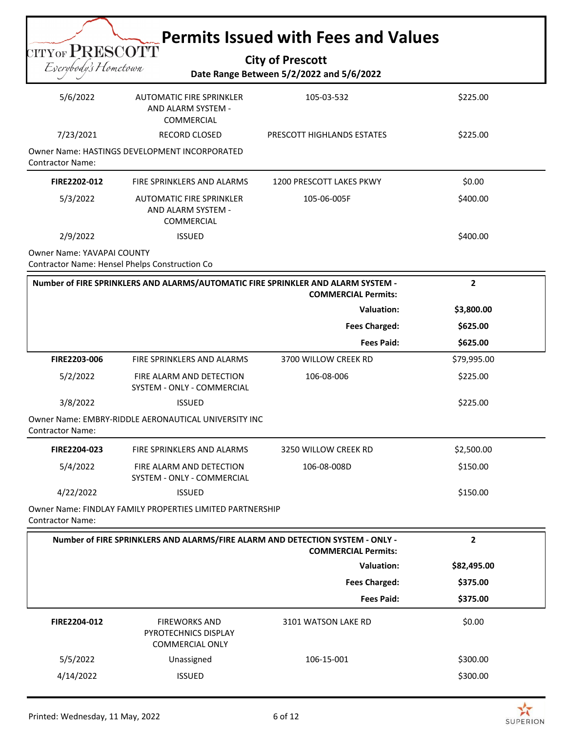# Permits Issued with Fees and Values

**City of Prescott**

**Date Range Between 5/2/2022 and 5/6/2022**

| | | | |
|---|---|---|---|
| 5/6/2022 | AUTOMATIC FIRE SPRINKLER AND ALARM SYSTEM - COMMERCIAL | 105-03-532 | $225.00 |
| 7/23/2021 | RECORD CLOSED | PRESCOTT HIGHLANDS ESTATES | $225.00 |

Owner Name: HASTINGS DEVELOPMENT INCORPORATED
Contractor Name:

| | | | |
|---|---|---|---|
| **FIRE2202-012** | FIRE SPRINKLERS AND ALARMS | 1200 PRESCOTT LAKES PKWY | $0.00 |
| 5/3/2022 | AUTOMATIC FIRE SPRINKLER AND ALARM SYSTEM - COMMERCIAL | 105-06-005F | $400.00 |
| 2/9/2022 | ISSUED | | $400.00 |

Owner Name: YAVAPAI COUNTY
Contractor Name: Hensel Phelps Construction Co

| | |
|---|---|
| **Number of FIRE SPRINKLERS AND ALARMS/AUTOMATIC FIRE SPRINKLER AND ALARM SYSTEM - COMMERCIAL Permits:** | **2** |
| **Valuation:** | **$3,800.00** |
| **Fees Charged:** | **$625.00** |
| **Fees Paid:** | **$625.00** |

| | | | |
|---|---|---|---|
| **FIRE2203-006** | FIRE SPRINKLERS AND ALARMS | 3700 WILLOW CREEK RD | $79,995.00 |
| 5/2/2022 | FIRE ALARM AND DETECTION SYSTEM - ONLY - COMMERCIAL | 106-08-006 | $225.00 |
| 3/8/2022 | ISSUED | | $225.00 |

Owner Name: EMBRY-RIDDLE AERONAUTICAL UNIVERSITY INC
Contractor Name:

| | | | |
|---|---|---|---|
| **FIRE2204-023** | FIRE SPRINKLERS AND ALARMS | 3250 WILLOW CREEK RD | $2,500.00 |
| 5/4/2022 | FIRE ALARM AND DETECTION SYSTEM - ONLY - COMMERCIAL | 106-08-008D | $150.00 |
| 4/22/2022 | ISSUED | | $150.00 |

Owner Name: FINDLAY FAMILY PROPERTIES LIMITED PARTNERSHIP
Contractor Name:

| | |
|---|---|
| **Number of FIRE SPRINKLERS AND ALARMS/FIRE ALARM AND DETECTION SYSTEM - ONLY - COMMERCIAL Permits:** | **2** |
| **Valuation:** | **$82,495.00** |
| **Fees Charged:** | **$375.00** |
| **Fees Paid:** | **$375.00** |

| | | | |
|---|---|---|---|
| **FIRE2204-012** | FIREWORKS AND PYROTECHNICS DISPLAY COMMERCIAL ONLY | 3101 WATSON LAKE RD | $0.00 |
| 5/5/2022 | Unassigned | 106-15-001 | $300.00 |
| 4/14/2022 | ISSUED | | $300.00 |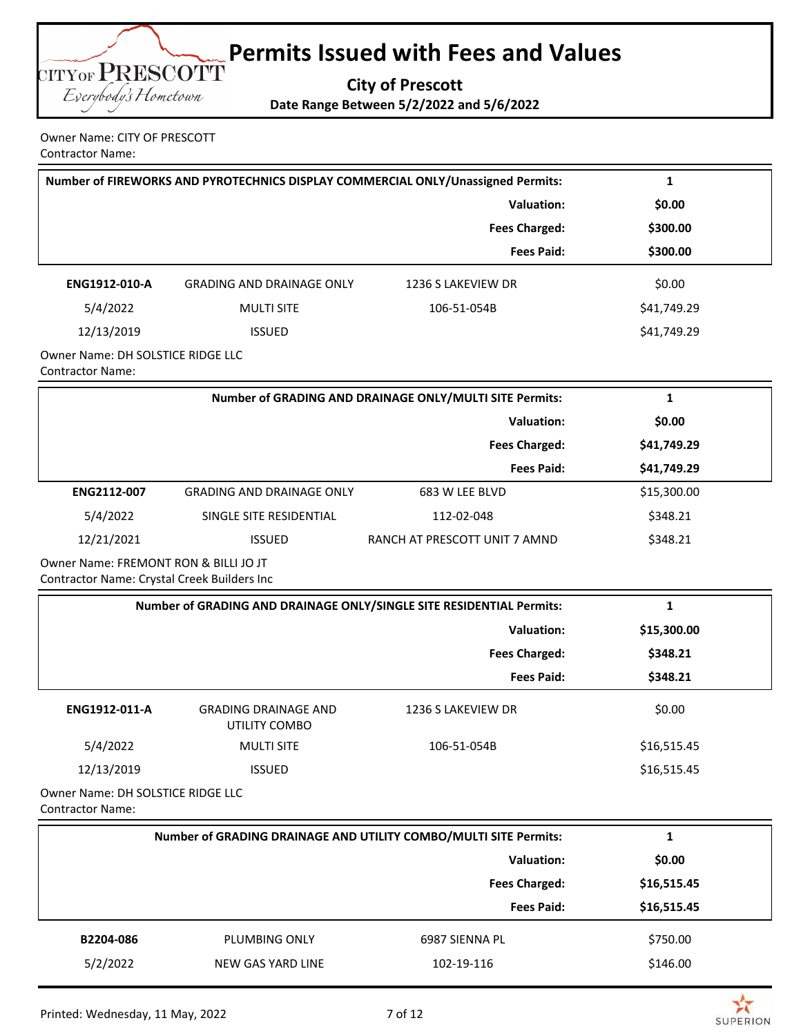# Permits Issued with Fees and Values

**City of Prescott**

**Date Range Between 5/2/2022 and 5/6/2022**

Owner Name: CITY OF PRESCOTT
Contractor Name:

| **Number of FIREWORKS AND PYROTECHNICS DISPLAY COMMERCIAL ONLY/Unassigned Permits:** | **1** |
|---:|---:|
| **Valuation:** | **$0.00** |
| **Fees Charged:** | **$300.00** |
| **Fees Paid:** | **$300.00** |

| | | | |
|---|---|---|---|
| **ENG1912-010-A** | GRADING AND DRAINAGE ONLY | 1236 S LAKEVIEW DR | $0.00 |
| 5/4/2022 | MULTI SITE | 106-51-054B | $41,749.29 |
| 12/13/2019 | ISSUED | | $41,749.29 |

Owner Name: DH SOLSTICE RIDGE LLC
Contractor Name:

| **Number of GRADING AND DRAINAGE ONLY/MULTI SITE Permits:** | **1** |
|---:|---:|
| **Valuation:** | **$0.00** |
| **Fees Charged:** | **$41,749.29** |
| **Fees Paid:** | **$41,749.29** |

| | | | |
|---|---|---|---|
| **ENG2112-007** | GRADING AND DRAINAGE ONLY | 683 W LEE BLVD | $15,300.00 |
| 5/4/2022 | SINGLE SITE RESIDENTIAL | 112-02-048 | $348.21 |
| 12/21/2021 | ISSUED | RANCH AT PRESCOTT UNIT 7 AMND | $348.21 |

Owner Name: FREMONT RON & BILLI JO JT
Contractor Name: Crystal Creek Builders Inc

| **Number of GRADING AND DRAINAGE ONLY/SINGLE SITE RESIDENTIAL Permits:** | **1** |
|---:|---:|
| **Valuation:** | **$15,300.00** |
| **Fees Charged:** | **$348.21** |
| **Fees Paid:** | **$348.21** |

| | | | |
|---|---|---|---|
| **ENG1912-011-A** | GRADING DRAINAGE AND UTILITY COMBO | 1236 S LAKEVIEW DR | $0.00 |
| 5/4/2022 | MULTI SITE | 106-51-054B | $16,515.45 |
| 12/13/2019 | ISSUED | | $16,515.45 |

Owner Name: DH SOLSTICE RIDGE LLC
Contractor Name:

| **Number of GRADING DRAINAGE AND UTILITY COMBO/MULTI SITE Permits:** | **1** |
|---:|---:|
| **Valuation:** | **$0.00** |
| **Fees Charged:** | **$16,515.45** |
| **Fees Paid:** | **$16,515.45** |

| | | | |
|---|---|---|---|
| **B2204-086** | PLUMBING ONLY | 6987 SIENNA PL | $750.00 |
| 5/2/2022 | NEW GAS YARD LINE | 102-19-116 | $146.00 |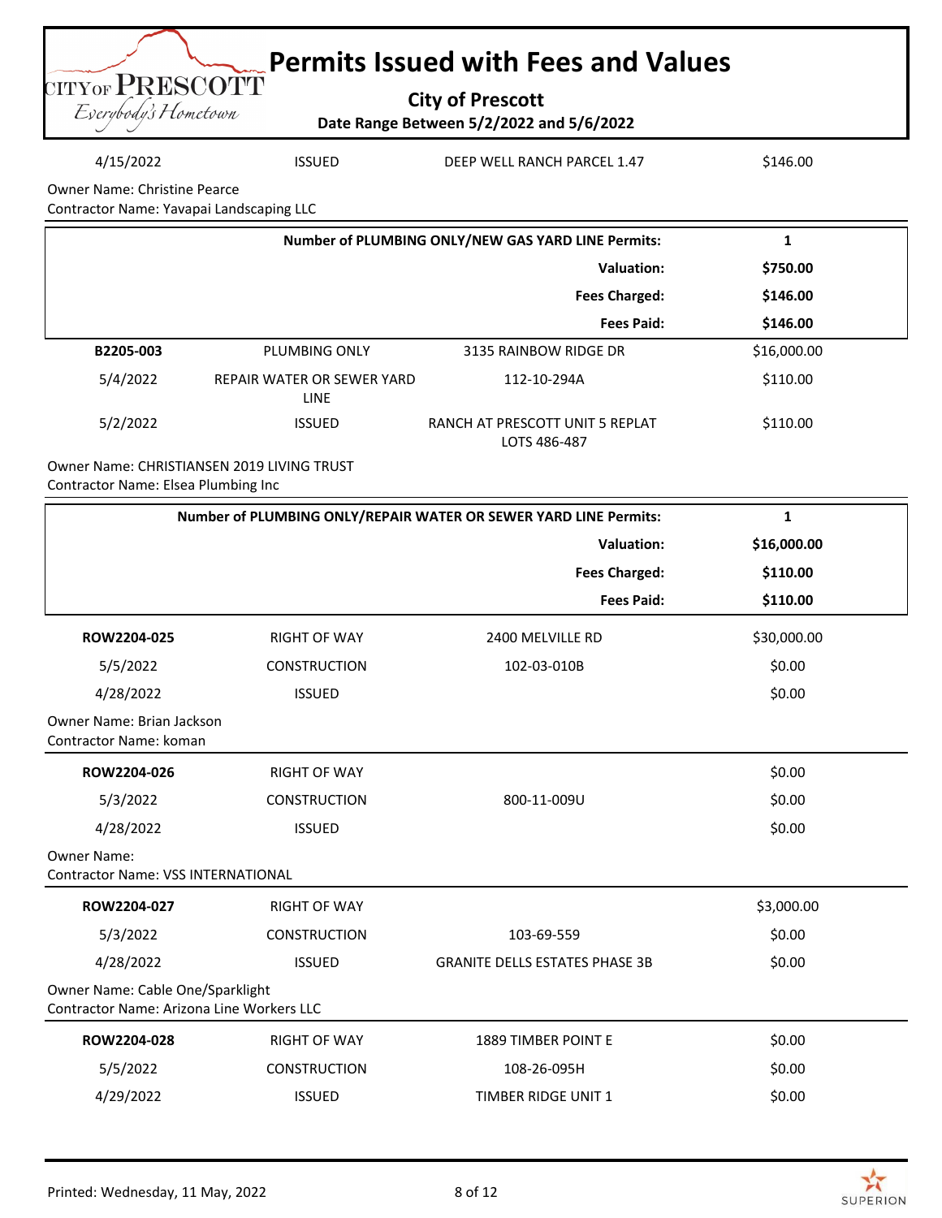# Permits Issued with Fees and Values

**City of Prescott**

**Date Range Between 5/2/2022 and 5/6/2022**

| | | | |
|---|---|---|---|
| 4/15/2022 | ISSUED | DEEP WELL RANCH PARCEL 1.47 | $146.00 |

Owner Name: Christine Pearce
Contractor Name: Yavapai Landscaping LLC

| | |
|---|---|
| **Number of PLUMBING ONLY/NEW GAS YARD LINE Permits:** | **1** |
| **Valuation:** | **$750.00** |
| **Fees Charged:** | **$146.00** |
| **Fees Paid:** | **$146.00** |

| | | | |
|---|---|---|---|
| **B2205-003** | PLUMBING ONLY | 3135 RAINBOW RIDGE DR | $16,000.00 |
| 5/4/2022 | REPAIR WATER OR SEWER YARD LINE | 112-10-294A | $110.00 |
| 5/2/2022 | ISSUED | RANCH AT PRESCOTT UNIT 5 REPLAT LOTS 486-487 | $110.00 |

Owner Name: CHRISTIANSEN 2019 LIVING TRUST
Contractor Name: Elsea Plumbing Inc

| | |
|---|---|
| **Number of PLUMBING ONLY/REPAIR WATER OR SEWER YARD LINE Permits:** | **1** |
| **Valuation:** | **$16,000.00** |
| **Fees Charged:** | **$110.00** |
| **Fees Paid:** | **$110.00** |

| | | | |
|---|---|---|---|
| **ROW2204-025** | RIGHT OF WAY | 2400 MELVILLE RD | $30,000.00 |
| 5/5/2022 | CONSTRUCTION | 102-03-010B | $0.00 |
| 4/28/2022 | ISSUED | | $0.00 |

Owner Name: Brian Jackson
Contractor Name: koman

| | | | |
|---|---|---|---|
| **ROW2204-026** | RIGHT OF WAY | | $0.00 |
| 5/3/2022 | CONSTRUCTION | 800-11-009U | $0.00 |
| 4/28/2022 | ISSUED | | $0.00 |

Owner Name:
Contractor Name: VSS INTERNATIONAL

| | | | |
|---|---|---|---|
| **ROW2204-027** | RIGHT OF WAY | | $3,000.00 |
| 5/3/2022 | CONSTRUCTION | 103-69-559 | $0.00 |
| 4/28/2022 | ISSUED | GRANITE DELLS ESTATES PHASE 3B | $0.00 |

Owner Name: Cable One/Sparklight
Contractor Name: Arizona Line Workers LLC

| | | | |
|---|---|---|---|
| **ROW2204-028** | RIGHT OF WAY | 1889 TIMBER POINT E | $0.00 |
| 5/5/2022 | CONSTRUCTION | 108-26-095H | $0.00 |
| 4/29/2022 | ISSUED | TIMBER RIDGE UNIT 1 | $0.00 |

Printed: Wednesday, 11 May, 2022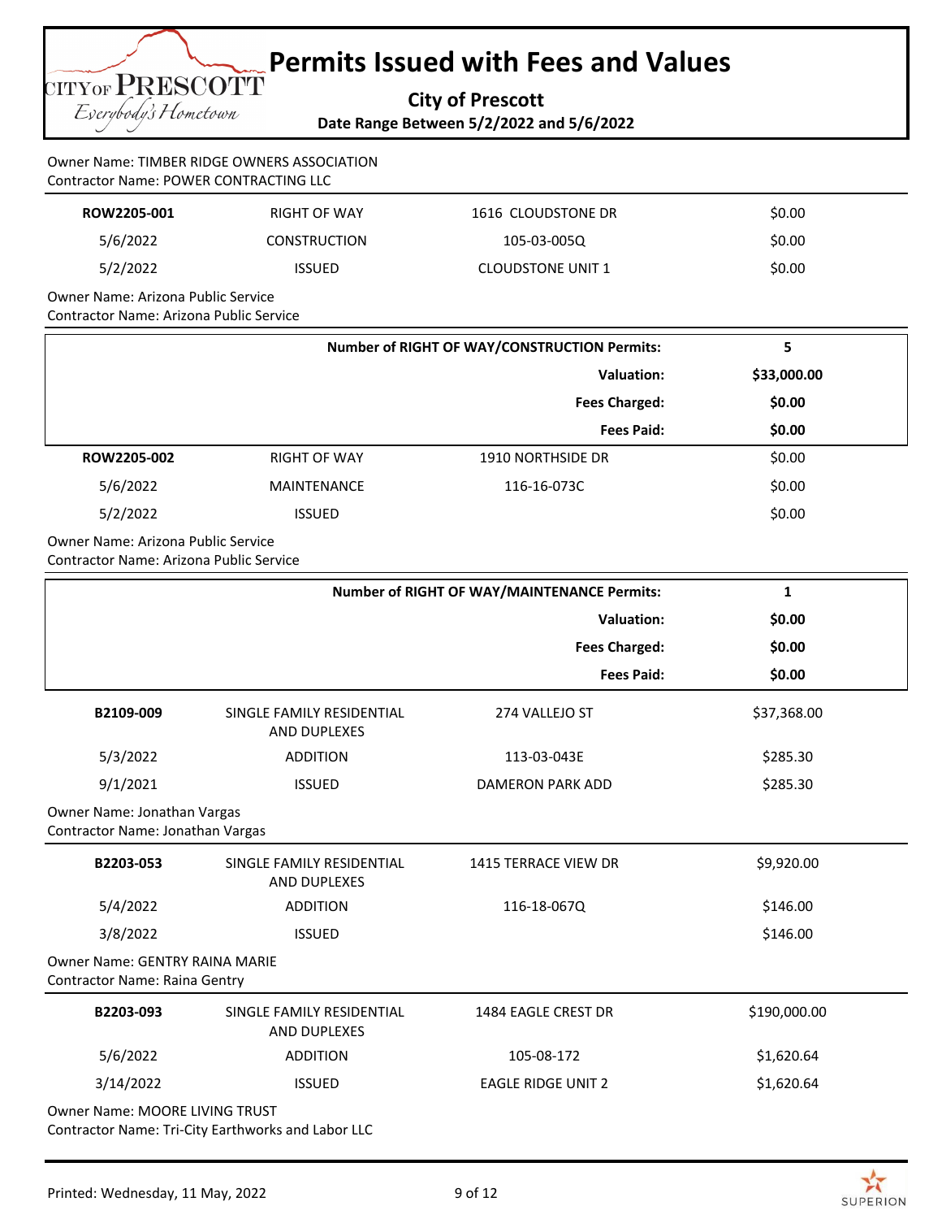# Permits Issued with Fees and Values

**City of Prescott**

**Date Range Between 5/2/2022 and 5/6/2022**

Owner Name: TIMBER RIDGE OWNERS ASSOCIATION
Contractor Name: POWER CONTRACTING LLC

| | | | |
|---|---|---|---|
| **ROW2205-001** | RIGHT OF WAY | 1616 CLOUDSTONE DR | $0.00 |
| 5/6/2022 | CONSTRUCTION | 105-03-005Q | $0.00 |
| 5/2/2022 | ISSUED | CLOUDSTONE UNIT 1 | $0.00 |

Owner Name: Arizona Public Service
Contractor Name: Arizona Public Service

| | |
|---|---|
| **Number of RIGHT OF WAY/CONSTRUCTION Permits:** | **5** |
| **Valuation:** | **$33,000.00** |
| **Fees Charged:** | **$0.00** |
| **Fees Paid:** | **$0.00** |

| | | | |
|---|---|---|---|
| **ROW2205-002** | RIGHT OF WAY | 1910 NORTHSIDE DR | $0.00 |
| 5/6/2022 | MAINTENANCE | 116-16-073C | $0.00 |
| 5/2/2022 | ISSUED | | $0.00 |

Owner Name: Arizona Public Service
Contractor Name: Arizona Public Service

| | |
|---|---|
| **Number of RIGHT OF WAY/MAINTENANCE Permits:** | **1** |
| **Valuation:** | **$0.00** |
| **Fees Charged:** | **$0.00** |
| **Fees Paid:** | **$0.00** |

| | | | |
|---|---|---|---|
| **B2109-009** | SINGLE FAMILY RESIDENTIAL AND DUPLEXES | 274 VALLEJO ST | $37,368.00 |
| 5/3/2022 | ADDITION | 113-03-043E | $285.30 |
| 9/1/2021 | ISSUED | DAMERON PARK ADD | $285.30 |

Owner Name: Jonathan Vargas
Contractor Name: Jonathan Vargas

| | | | |
|---|---|---|---|
| **B2203-053** | SINGLE FAMILY RESIDENTIAL AND DUPLEXES | 1415 TERRACE VIEW DR | $9,920.00 |
| 5/4/2022 | ADDITION | 116-18-067Q | $146.00 |
| 3/8/2022 | ISSUED | | $146.00 |

Owner Name: GENTRY RAINA MARIE
Contractor Name: Raina Gentry

| | | | |
|---|---|---|---|
| **B2203-093** | SINGLE FAMILY RESIDENTIAL AND DUPLEXES | 1484 EAGLE CREST DR | $190,000.00 |
| 5/6/2022 | ADDITION | 105-08-172 | $1,620.64 |
| 3/14/2022 | ISSUED | EAGLE RIDGE UNIT 2 | $1,620.64 |

Owner Name: MOORE LIVING TRUST
Contractor Name: Tri-City Earthworks and Labor LLC

Printed: Wednesday, 11 May, 2022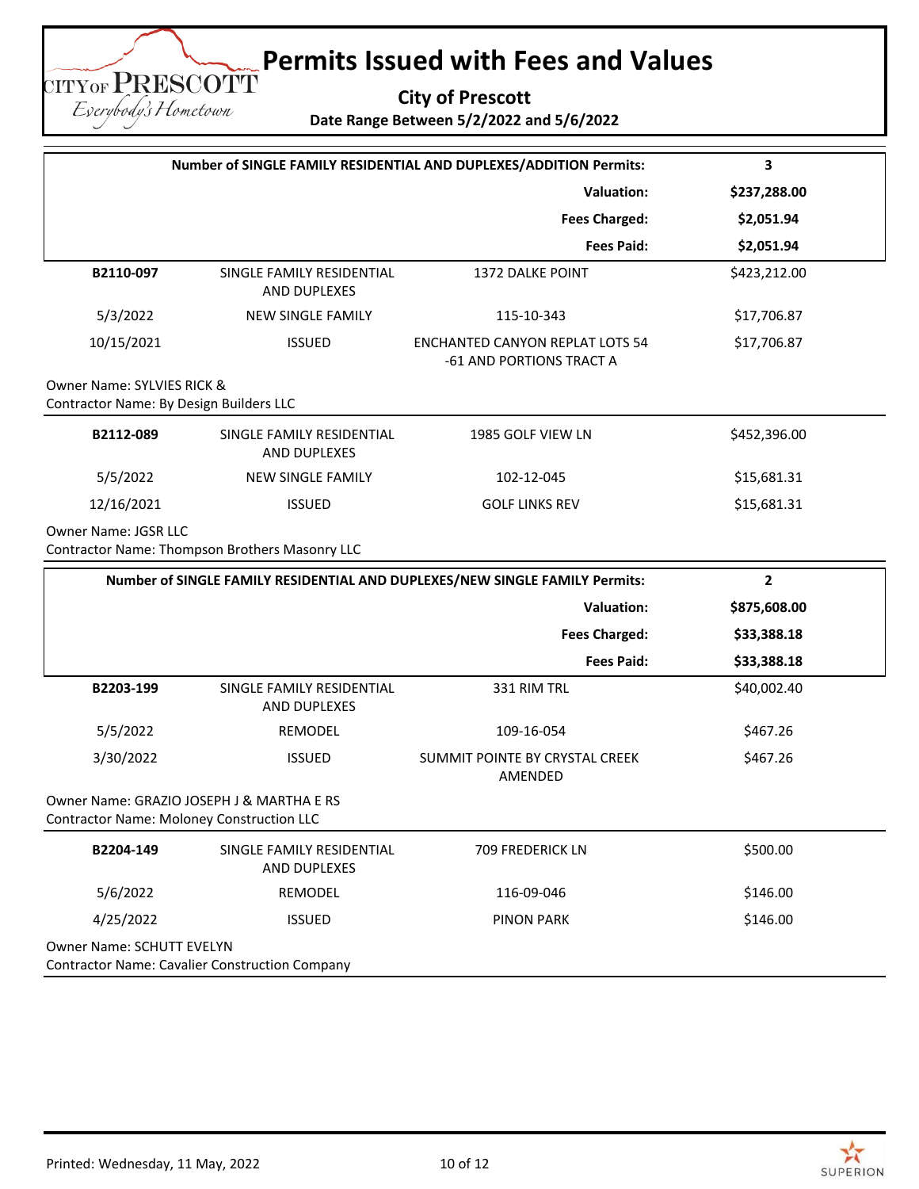# Permits Issued with Fees and Values

**City of Prescott**

**Date Range Between 5/2/2022 and 5/6/2022**

| **Number of SINGLE FAMILY RESIDENTIAL AND DUPLEXES/ADDITION Permits:** | **3** |
|---:|---|
| **Valuation:** | **$237,288.00** |
| **Fees Charged:** | **$2,051.94** |
| **Fees Paid:** | **$2,051.94** |

| | | | |
|---|---|---|---|
| **B2110-097** | SINGLE FAMILY RESIDENTIAL AND DUPLEXES | 1372 DALKE POINT | $423,212.00 |
| 5/3/2022 | NEW SINGLE FAMILY | 115-10-343 | $17,706.87 |
| 10/15/2021 | ISSUED | ENCHANTED CANYON REPLAT LOTS 54 -61 AND PORTIONS TRACT A | $17,706.87 |

Owner Name: SYLVIES RICK &
Contractor Name: By Design Builders LLC

| | | | |
|---|---|---|---|
| **B2112-089** | SINGLE FAMILY RESIDENTIAL AND DUPLEXES | 1985 GOLF VIEW LN | $452,396.00 |
| 5/5/2022 | NEW SINGLE FAMILY | 102-12-045 | $15,681.31 |
| 12/16/2021 | ISSUED | GOLF LINKS REV | $15,681.31 |

Owner Name: JGSR LLC
Contractor Name: Thompson Brothers Masonry LLC

| **Number of SINGLE FAMILY RESIDENTIAL AND DUPLEXES/NEW SINGLE FAMILY Permits:** | **2** |
|---:|---|
| **Valuation:** | **$875,608.00** |
| **Fees Charged:** | **$33,388.18** |
| **Fees Paid:** | **$33,388.18** |

| | | | |
|---|---|---|---|
| **B2203-199** | SINGLE FAMILY RESIDENTIAL AND DUPLEXES | 331 RIM TRL | $40,002.40 |
| 5/5/2022 | REMODEL | 109-16-054 | $467.26 |
| 3/30/2022 | ISSUED | SUMMIT POINTE BY CRYSTAL CREEK AMENDED | $467.26 |

Owner Name: GRAZIO JOSEPH J & MARTHA E RS
Contractor Name: Moloney Construction LLC

| | | | |
|---|---|---|---|
| **B2204-149** | SINGLE FAMILY RESIDENTIAL AND DUPLEXES | 709 FREDERICK LN | $500.00 |
| 5/6/2022 | REMODEL | 116-09-046 | $146.00 |
| 4/25/2022 | ISSUED | PINON PARK | $146.00 |

Owner Name: SCHUTT EVELYN
Contractor Name: Cavalier Construction Company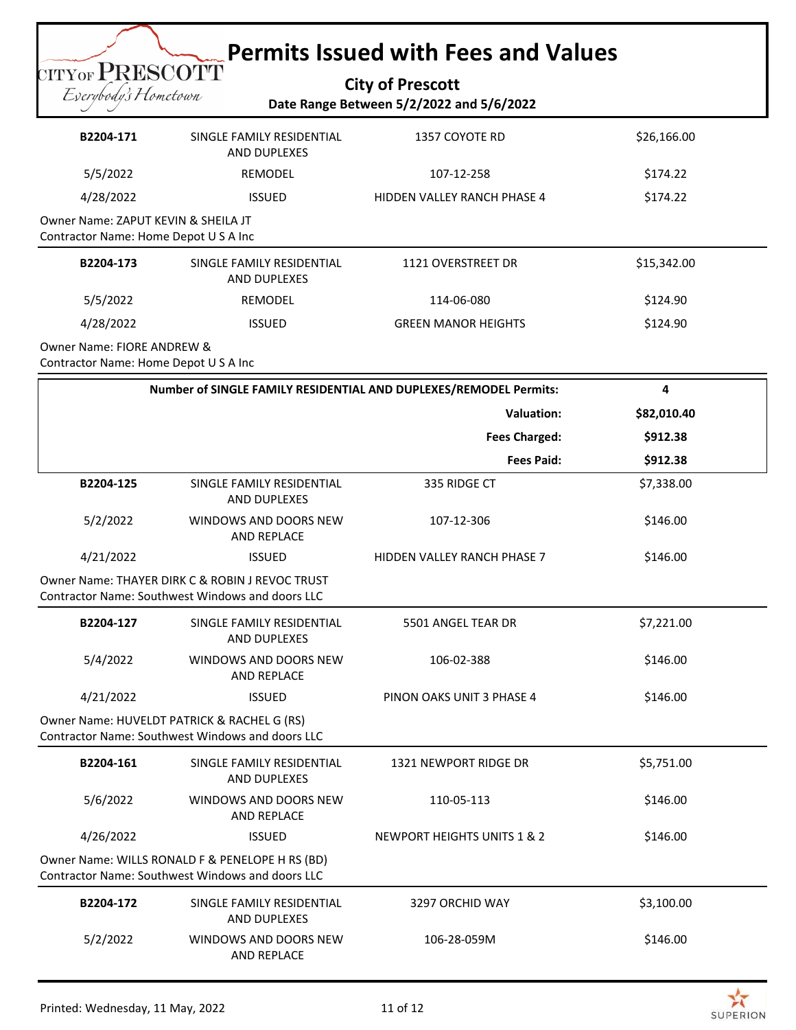# Permits Issued with Fees and Values

**City of Prescott**

**Date Range Between 5/2/2022 and 5/6/2022**

| | | | |
|---|---|---|---|
| **B2204-171** | SINGLE FAMILY RESIDENTIAL AND DUPLEXES | 1357 COYOTE RD | $26,166.00 |
| 5/5/2022 | REMODEL | 107-12-258 | $174.22 |
| 4/28/2022 | ISSUED | HIDDEN VALLEY RANCH PHASE 4 | $174.22 |

Owner Name: ZAPUT KEVIN & SHEILA JT
Contractor Name: Home Depot U S A Inc

| | | | |
|---|---|---|---|
| **B2204-173** | SINGLE FAMILY RESIDENTIAL AND DUPLEXES | 1121 OVERSTREET DR | $15,342.00 |
| 5/5/2022 | REMODEL | 114-06-080 | $124.90 |
| 4/28/2022 | ISSUED | GREEN MANOR HEIGHTS | $124.90 |

Owner Name: FIORE ANDREW &
Contractor Name: Home Depot U S A Inc

| | |
|---|---|
| **Number of SINGLE FAMILY RESIDENTIAL AND DUPLEXES/REMODEL Permits:** | **4** |
| **Valuation:** | **$82,010.40** |
| **Fees Charged:** | **$912.38** |
| **Fees Paid:** | **$912.38** |

| | | | |
|---|---|---|---|
| **B2204-125** | SINGLE FAMILY RESIDENTIAL AND DUPLEXES | 335 RIDGE CT | $7,338.00 |
| 5/2/2022 | WINDOWS AND DOORS NEW AND REPLACE | 107-12-306 | $146.00 |
| 4/21/2022 | ISSUED | HIDDEN VALLEY RANCH PHASE 7 | $146.00 |

Owner Name: THAYER DIRK C & ROBIN J REVOC TRUST
Contractor Name: Southwest Windows and doors LLC

| | | | |
|---|---|---|---|
| **B2204-127** | SINGLE FAMILY RESIDENTIAL AND DUPLEXES | 5501 ANGEL TEAR DR | $7,221.00 |
| 5/4/2022 | WINDOWS AND DOORS NEW AND REPLACE | 106-02-388 | $146.00 |
| 4/21/2022 | ISSUED | PINON OAKS UNIT 3 PHASE 4 | $146.00 |

Owner Name: HUVELDT PATRICK & RACHEL G (RS)
Contractor Name: Southwest Windows and doors LLC

| | | | |
|---|---|---|---|
| **B2204-161** | SINGLE FAMILY RESIDENTIAL AND DUPLEXES | 1321 NEWPORT RIDGE DR | $5,751.00 |
| 5/6/2022 | WINDOWS AND DOORS NEW AND REPLACE | 110-05-113 | $146.00 |
| 4/26/2022 | ISSUED | NEWPORT HEIGHTS UNITS 1 & 2 | $146.00 |

Owner Name: WILLS RONALD F & PENELOPE H RS (BD)
Contractor Name: Southwest Windows and doors LLC

| | | | |
|---|---|---|---|
| **B2204-172** | SINGLE FAMILY RESIDENTIAL AND DUPLEXES | 3297 ORCHID WAY | $3,100.00 |
| 5/2/2022 | WINDOWS AND DOORS NEW AND REPLACE | 106-28-059M | $146.00 |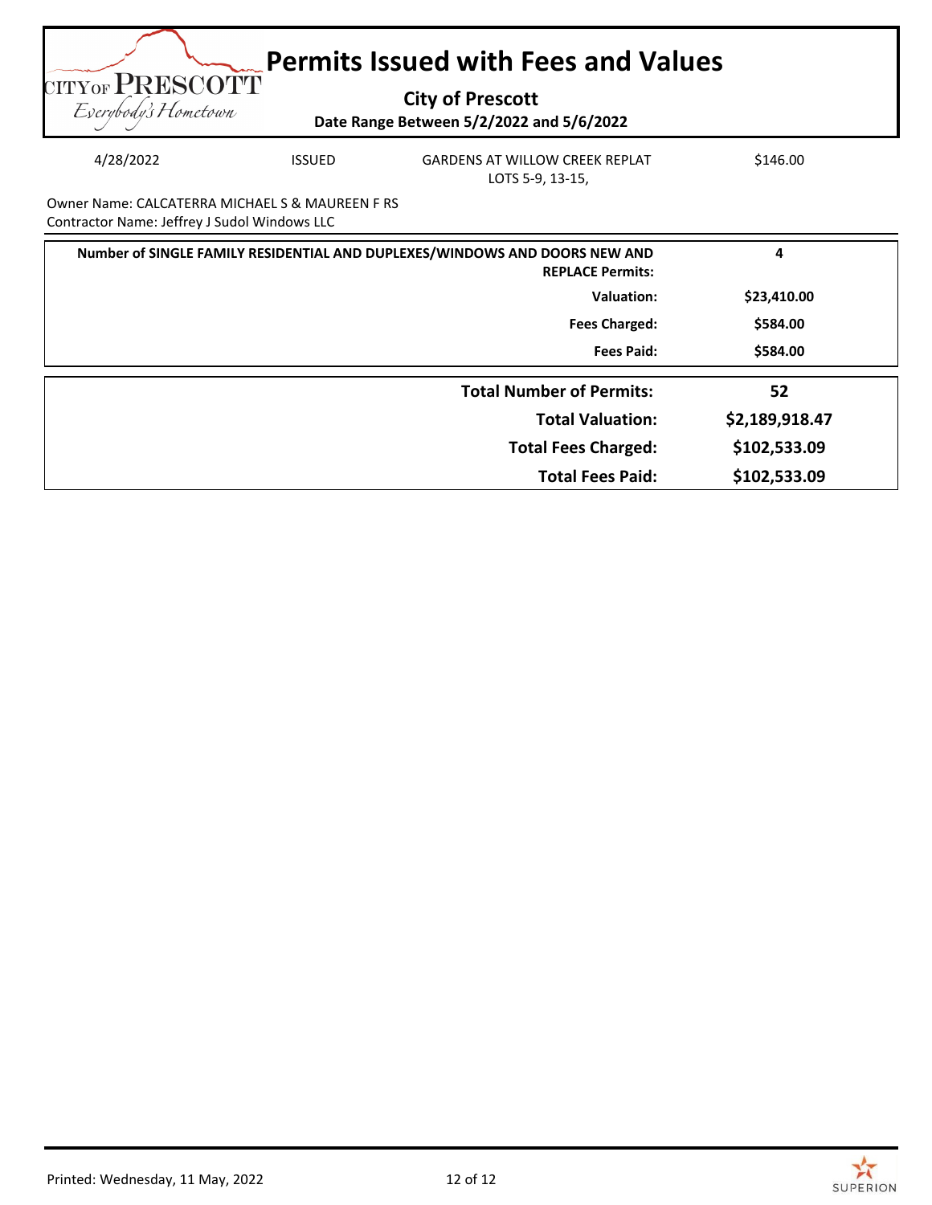# Permits Issued with Fees and Values

**City of Prescott**

**Date Range Between 5/2/2022 and 5/6/2022**

| | | | |
|---|---|---|---|
| 4/28/2022 | ISSUED | GARDENS AT WILLOW CREEK REPLAT LOTS 5-9, 13-15, | $146.00 |

Owner Name: CALCATERRA MICHAEL S & MAUREEN F RS
Contractor Name: Jeffrey J Sudol Windows LLC

| | |
|---|---|
| **Number of SINGLE FAMILY RESIDENTIAL AND DUPLEXES/WINDOWS AND DOORS NEW AND REPLACE Permits:** | **4** |
| **Valuation:** | **$23,410.00** |
| **Fees Charged:** | **$584.00** |
| **Fees Paid:** | **$584.00** |

| | |
|---|---|
| **Total Number of Permits:** | **52** |
| **Total Valuation:** | **$2,189,918.47** |
| **Total Fees Charged:** | **$102,533.09** |
| **Total Fees Paid:** | **$102,533.09** |

Printed: Wednesday, 11 May, 2022